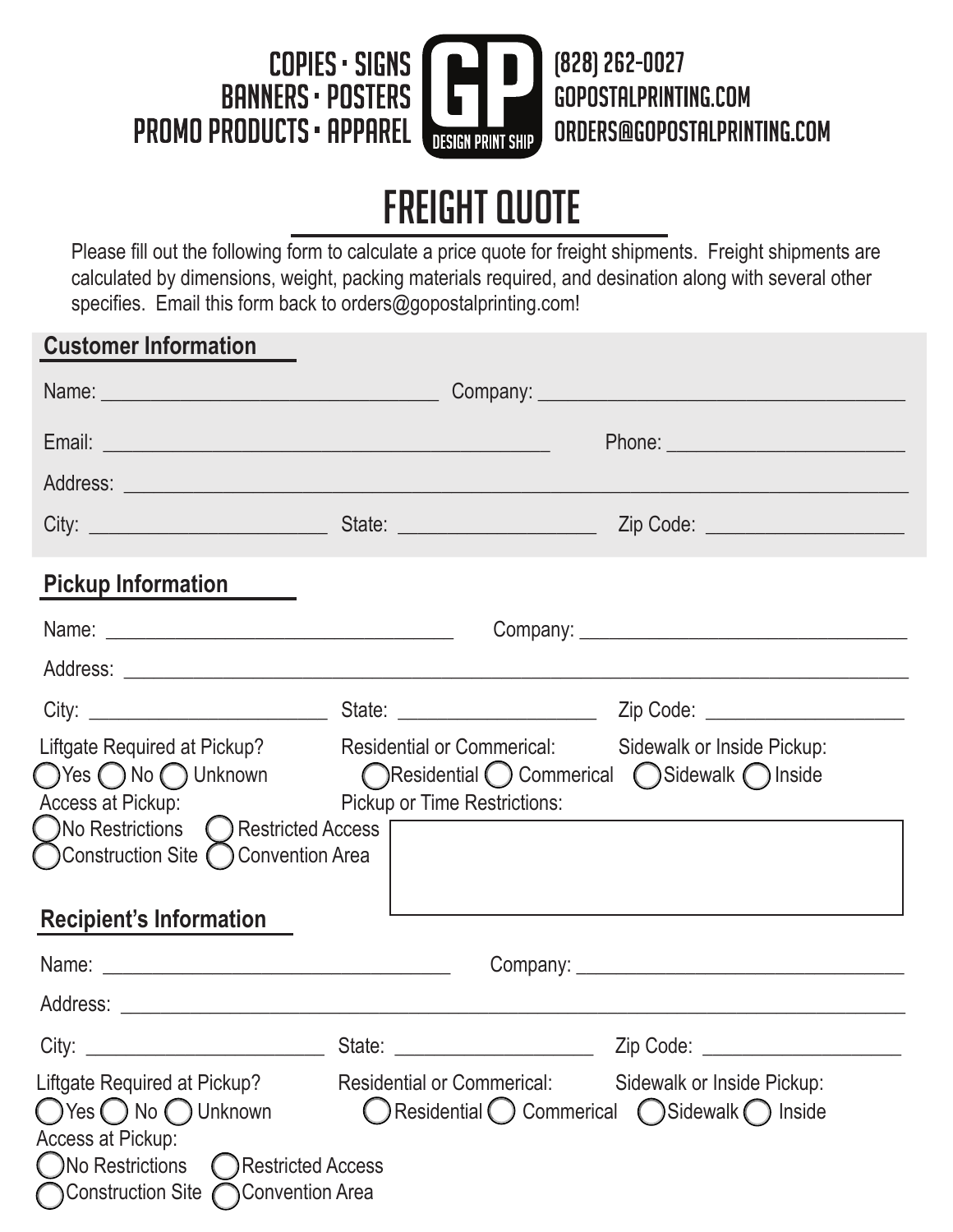COPIES • SIGNS
BANNERS • POSTERS
PROMO PRODUCTS • APPAREL

GP
DESIGN PRINT SHIP

(828) 262-0027
GOPOSTALPRINTING.COM
ORDERS@GOPOSTALPRINTING.COM

# FREIGHT QUOTE

Please fill out the following form to calculate a price quote for freight shipments. Freight shipments are calculated by dimensions, weight, packing materials required, and desination along with several other specifies. Email this form back to orders@gopostalprinting.com!

## Customer Information

Name: ________________________________ Company: ___________________________________

Email: ___________________________________________ Phone: _______________________

Address: ____________________________________________________________________________

City: _______________________ State: ___________________ Zip Code: ___________________

## Pickup Information

Name: __________________________________ Company: _________________________________

Address: ____________________________________________________________________________

City: _______________________ State: ___________________ Zip Code: ___________________

Liftgate Required at Pickup?
◯ Yes ◯ No ◯ Unknown

Residential or Commerical:
◯ Residential ◯ Commerical

Sidewalk or Inside Pickup:
◯ Sidewalk ◯ Inside

Access at Pickup:
◯ No Restrictions ◯ Restricted Access
◯ Construction Site ◯ Convention Area

Pickup or Time Restrictions:

## Recipient's Information

Name: __________________________________ Company: _________________________________

Address: ____________________________________________________________________________

City: _______________________ State: ___________________ Zip Code: ___________________

Liftgate Required at Pickup?
◯ Yes ◯ No ◯ Unknown

Residential or Commerical:
◯ Residential ◯ Commerical

Sidewalk or Inside Pickup:
◯ Sidewalk ◯ Inside

Access at Pickup:
◯ No Restrictions ◯ Restricted Access
◯ Construction Site ◯ Convention Area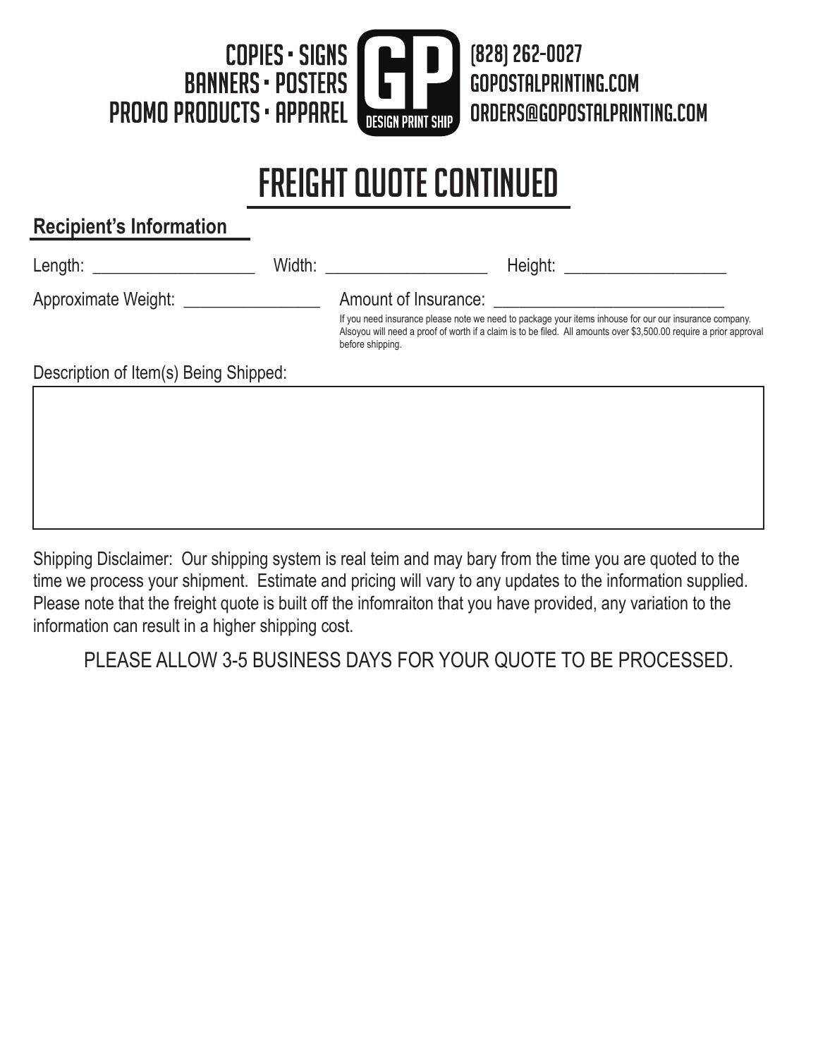COPIES • SIGNS
BANNERS • POSTERS
PROMO PRODUCTS • APPAREL

GP
DESIGN PRINT SHIP

(828) 262-0027
GOPOSTALPRINTING.COM
ORDERS@GOPOSTALPRINTING.COM

# FREIGHT QUOTE CONTINUED

## Recipient's Information

Length: ___________________ Width: ___________________ Height: ___________________

Approximate Weight: ________________ Amount of Insurance: ___________________________

If you need insurance please note we need to package your items inhouse for our our insurance company. Alsoyou will need a proof of worth if a claim is to be filed. All amounts over $3,500.00 require a prior approval before shipping.

Description of Item(s) Being Shipped:

Shipping Disclaimer: Our shipping system is real teim and may bary from the time you are quoted to the time we process your shipment. Estimate and pricing will vary to any updates to the information supplied. Please note that the freight quote is built off the infomraiton that you have provided, any variation to the information can result in a higher shipping cost.

PLEASE ALLOW 3-5 BUSINESS DAYS FOR YOUR QUOTE TO BE PROCESSED.